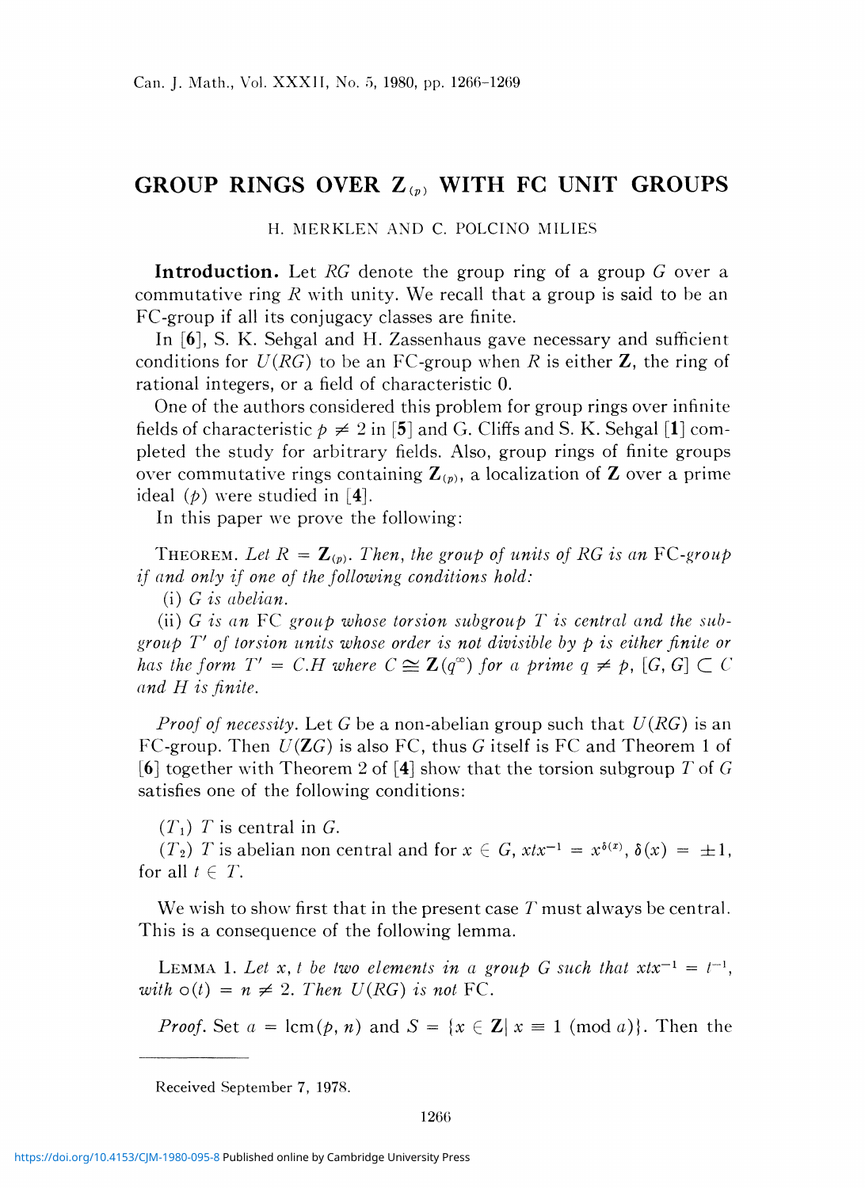# GROUP RINGS OVER $\mathbf{Z}_{(p)}$ WITH FC UNIT GROUPS

H. MERKLEN AND C. POLCINO MILIES

**Introduction.** Let $RG$ denote the group ring of a group $G$ over a commutative ring $R$ with unity. We recall that a group is said to be an FC-group if all its conjugacy classes are finite.

In [**6**], S. K. Sehgal and H. Zassenhaus gave necessary and sufficient conditions for $U(RG)$ to be an FC-group when $R$ is either $\mathbf{Z}$, the ring of rational integers, or a field of characteristic 0.

One of the authors considered this problem for group rings over infinite fields of characteristic $p \neq 2$ in [**5**] and G. Cliffs and S. K. Sehgal [**1**] completed the study for arbitrary fields. Also, group rings of finite groups over commutative rings containing $\mathbf{Z}_{(p)}$, a localization of $\mathbf{Z}$ over a prime ideal $(p)$ were studied in [**4**].

In this paper we prove the following:

THEOREM. *Let $R = \mathbf{Z}_{(p)}$. Then, the group of units of $RG$ is an* FC*-group if and only if one of the following conditions hold:*

*(i) $G$ is abelian.*

*(ii) $G$ is an* FC *group whose torsion subgroup $T$ is central and the subgroup $T'$ of torsion units whose order is not divisible by $p$ is either finite or has the form $T' = C.H$ where $C \cong \mathbf{Z}(q^\infty)$ for a prime $q \neq p$, $[G, G] \subset C$ and $H$ is finite.*

*Proof of necessity.* Let $G$ be a non-abelian group such that $U(RG)$ is an FC-group. Then $U(\mathbf{Z}G)$ is also FC, thus $G$ itself is FC and Theorem 1 of [**6**] together with Theorem 2 of [**4**] show that the torsion subgroup $T$ of $G$ satisfies one of the following conditions:

$(T_1)$ $T$ is central in $G$.

$(T_2)$ $T$ is abelian non central and for $x \in G$, $xtx^{-1} = x^{\delta(x)}$, $\delta(x) = \pm 1$, for all $t \in T$.

We wish to show first that in the present case $T$ must always be central. This is a consequence of the following lemma.

LEMMA 1. *Let $x$, $t$ be two elements in a group $G$ such that $xtx^{-1} = t^{-1}$, with $o(t) = n \neq 2$. Then $U(RG)$ is not* FC.

*Proof.* Set $a = \text{lcm}(p, n)$ and $S = \{x \in \mathbf{Z} | \, x \equiv 1 \pmod{a}\}$. Then the

Received September 7, 1978.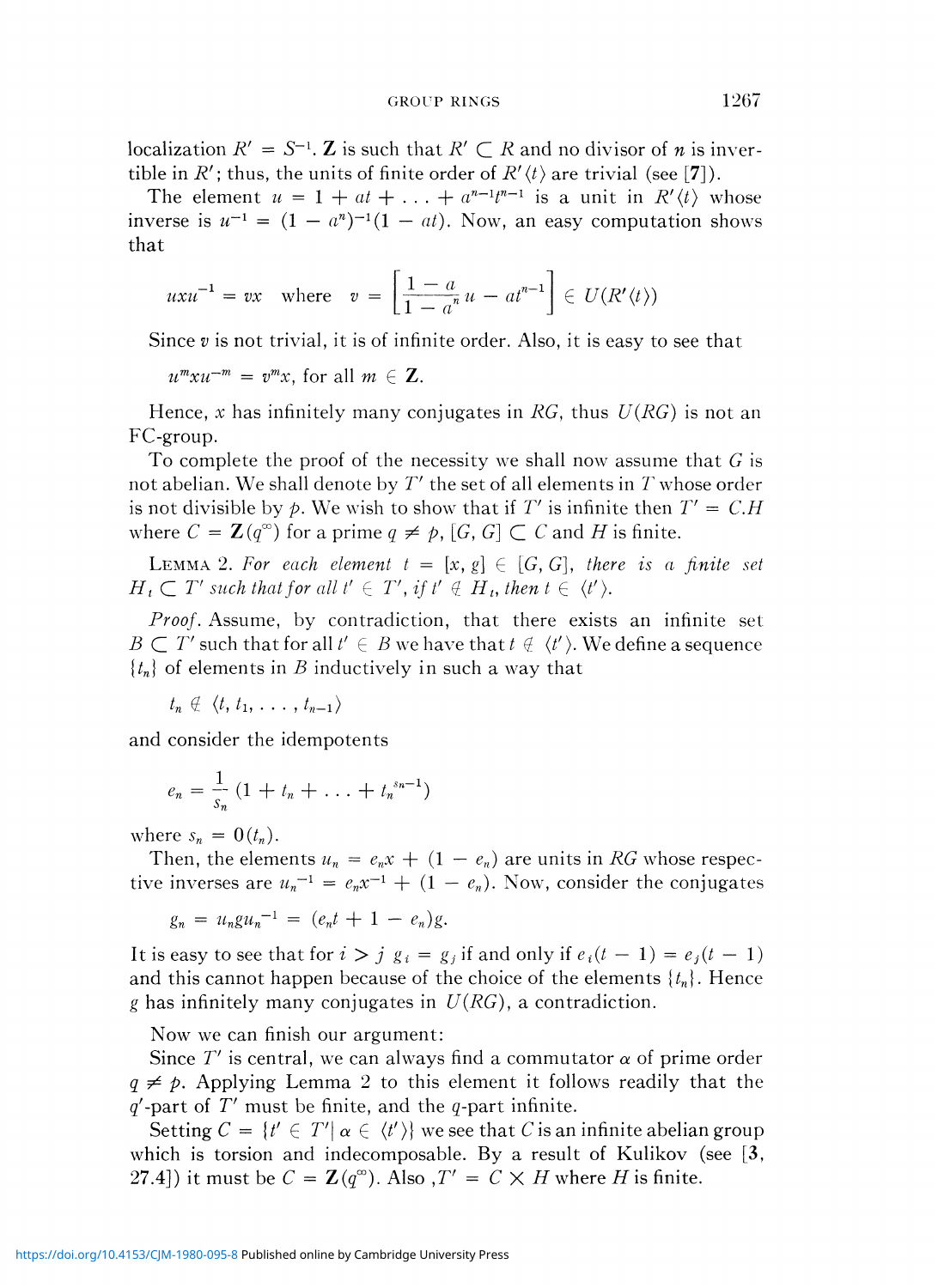localization $R' = S^{-1}.\mathbf{Z}$ is such that $R' \subset R$ and no divisor of $n$ is invertible in $R'$; thus, the units of finite order of $R'\langle t\rangle$ are trivial (see [**7**]).

The element $u = 1 + at + \ldots + a^{n-1}t^{n-1}$ is a unit in $R'\langle t\rangle$ whose inverse is $u^{-1} = (1 - a^n)^{-1}(1 - at)$. Now, an easy computation shows that

$$uxu^{-1} = vx \quad \text{where} \quad v = \left[\frac{1-a}{1-a^n}u - at^{n-1}\right] \in U(R'\langle t\rangle)$$

Since $v$ is not trivial, it is of infinite order. Also, it is easy to see that

$$u^m x u^{-m} = v^m x, \text{ for all } m \in \mathbf{Z}.$$

Hence, $x$ has infinitely many conjugates in $RG$, thus $U(RG)$ is not an FC-group.

To complete the proof of the necessity we shall now assume that $G$ is not abelian. We shall denote by $T'$ the set of all elements in $T$ whose order is not divisible by $p$. We wish to show that if $T'$ is infinite then $T' = C.H$ where $C = \mathbf{Z}(q^\infty)$ for a prime $q \neq p$, $[G, G] \subset C$ and $H$ is finite.

LEMMA 2. *For each element $t = [x, g] \in [G, G]$, there is a finite set $H_t \subset T'$ such that for all $t' \in T'$, if $t' \notin H_t$, then $t \in \langle t'\rangle$.*

*Proof.* Assume, by contradiction, that there exists an infinite set $B \subset T'$ such that for all $t' \in B$ we have that $t \notin \langle t'\rangle$. We define a sequence $\{t_n\}$ of elements in $B$ inductively in such a way that

$$t_n \notin \langle t, t_1, \ldots, t_{n-1}\rangle$$

and consider the idempotents

$$e_n = \frac{1}{s_n}(1 + t_n + \ldots + t_n^{s_n - 1})$$

where $s_n = 0(t_n)$.

Then, the elements $u_n = e_n x + (1 - e_n)$ are units in $RG$ whose respective inverses are $u_n^{-1} = e_n x^{-1} + (1 - e_n)$. Now, consider the conjugates

$$g_n = u_n g u_n^{-1} = (e_n t + 1 - e_n)g.$$

It is easy to see that for $i > j$ $g_i = g_j$ if and only if $e_i(t - 1) = e_j(t - 1)$ and this cannot happen because of the choice of the elements $\{t_n\}$. Hence $g$ has infinitely many conjugates in $U(RG)$, a contradiction.

Now we can finish our argument:

Since $T'$ is central, we can always find a commutator $\alpha$ of prime order $q \neq p$. Applying Lemma 2 to this element it follows readily that the $q'$-part of $T'$ must be finite, and the $q$-part infinite.

Setting $C = \{t' \in T' | \alpha \in \langle t'\rangle\}$ we see that $C$ is an infinite abelian group which is torsion and indecomposable. By a result of Kulikov (see [**3**, 27.4]) it must be $C = \mathbf{Z}(q^\infty)$. Also ,$T' = C \times H$ where $H$ is finite.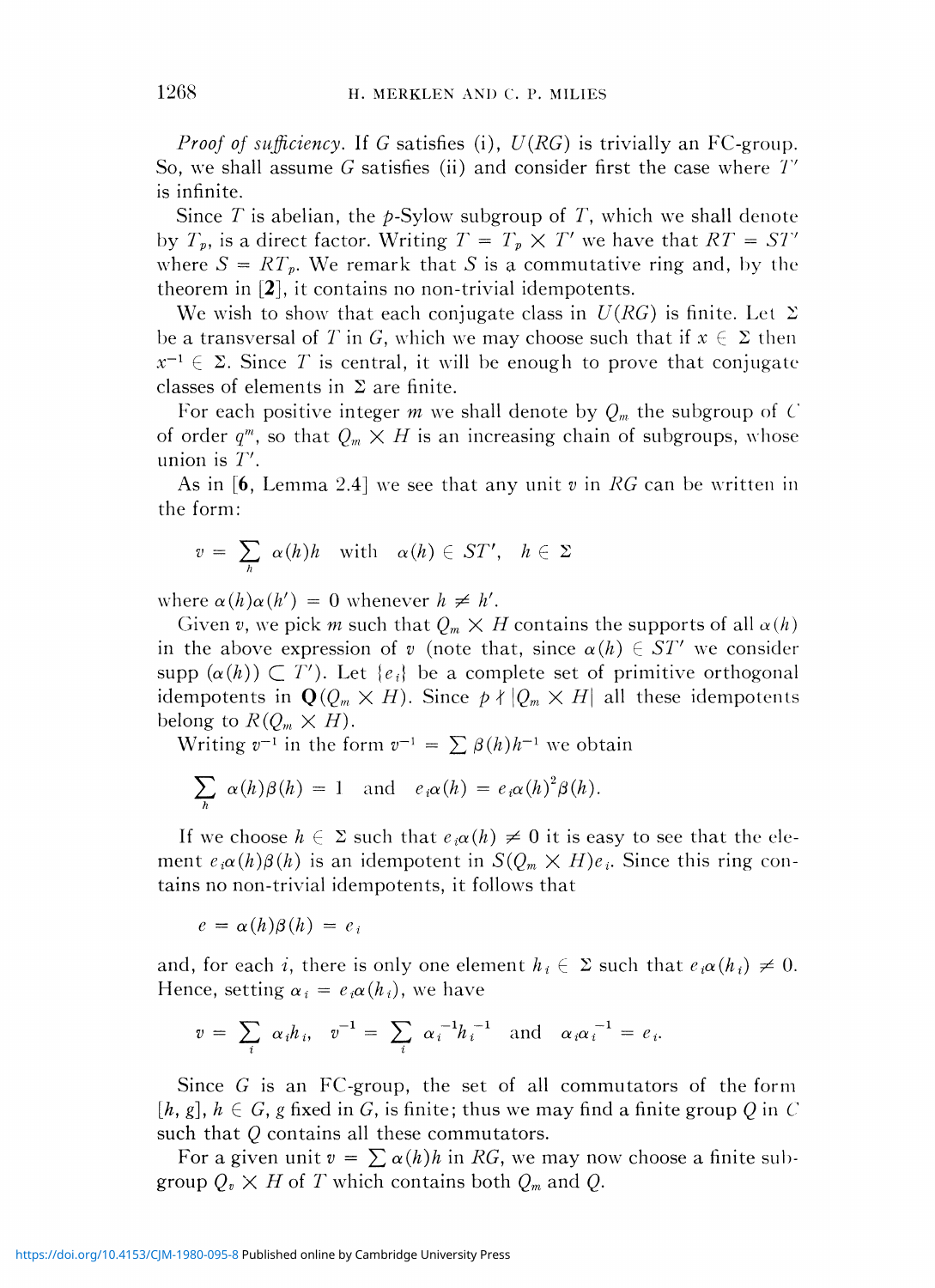*Proof of sufficiency.* If $G$ satisfies (i), $U(RG)$ is trivially an FC-group. So, we shall assume $G$ satisfies (ii) and consider first the case where $T'$ is infinite.

Since $T$ is abelian, the $p$-Sylow subgroup of $T$, which we shall denote by $T_p$, is a direct factor. Writing $T = T_p \times T'$ we have that $RT = ST'$ where $S = RT_p$. We remark that $S$ is a commutative ring and, by the theorem in [**2**], it contains no non-trivial idempotents.

We wish to show that each conjugate class in $U(RG)$ is finite. Let $\Sigma$ be a transversal of $T$ in $G$, which we may choose such that if $x \in \Sigma$ then $x^{-1} \in \Sigma$. Since $T$ is central, it will be enough to prove that conjugate classes of elements in $\Sigma$ are finite.

For each positive integer $m$ we shall denote by $Q_m$ the subgroup of $C$ of order $q^m$, so that $Q_m \times H$ is an increasing chain of subgroups, whose union is $T'$.

As in [**6**, Lemma 2.4] we see that any unit $v$ in $RG$ can be written in the form:

$$v = \sum_h \alpha(h)h \quad \text{with} \quad \alpha(h) \in ST', \quad h \in \Sigma$$

where $\alpha(h)\alpha(h') = 0$ whenever $h \neq h'$.

Given $v$, we pick $m$ such that $Q_m \times H$ contains the supports of all $\alpha(h)$ in the above expression of $v$ (note that, since $\alpha(h) \in ST'$ we consider $\operatorname{supp}(\alpha(h)) \subset T'$). Let $\{e_i\}$ be a complete set of primitive orthogonal idempotents in $\mathbf{Q}(Q_m \times H)$. Since $p \nmid |Q_m \times H|$ all these idempotents belong to $R(Q_m \times H)$.

Writing $v^{-1}$ in the form $v^{-1} = \sum \beta(h)h^{-1}$ we obtain

$$\sum_h \alpha(h)\beta(h) = 1 \quad \text{and} \quad e_i\alpha(h) = e_i\alpha(h)^2\beta(h).$$

If we choose $h \in \Sigma$ such that $e_i\alpha(h) \neq 0$ it is easy to see that the element $e_i\alpha(h)\beta(h)$ is an idempotent in $S(Q_m \times H)e_i$. Since this ring contains no non-trivial idempotents, it follows that

$$e = \alpha(h)\beta(h) = e_i$$

and, for each $i$, there is only one element $h_i \in \Sigma$ such that $e_i\alpha(h_i) \neq 0$. Hence, setting $\alpha_i = e_i\alpha(h_i)$, we have

$$v = \sum_i \alpha_i h_i, \quad v^{-1} = \sum_i \alpha_i^{-1}h_i^{-1} \quad \text{and} \quad \alpha_i\alpha_i^{-1} = e_i.$$

Since $G$ is an FC-group, the set of all commutators of the form $[h, g]$, $h \in G$, $g$ fixed in $G$, is finite; thus we may find a finite group $Q$ in $C$ such that $Q$ contains all these commutators.

For a given unit $v = \sum \alpha(h)h$ in $RG$, we may now choose a finite subgroup $Q_v \times H$ of $T$ which contains both $Q_m$ and $Q$.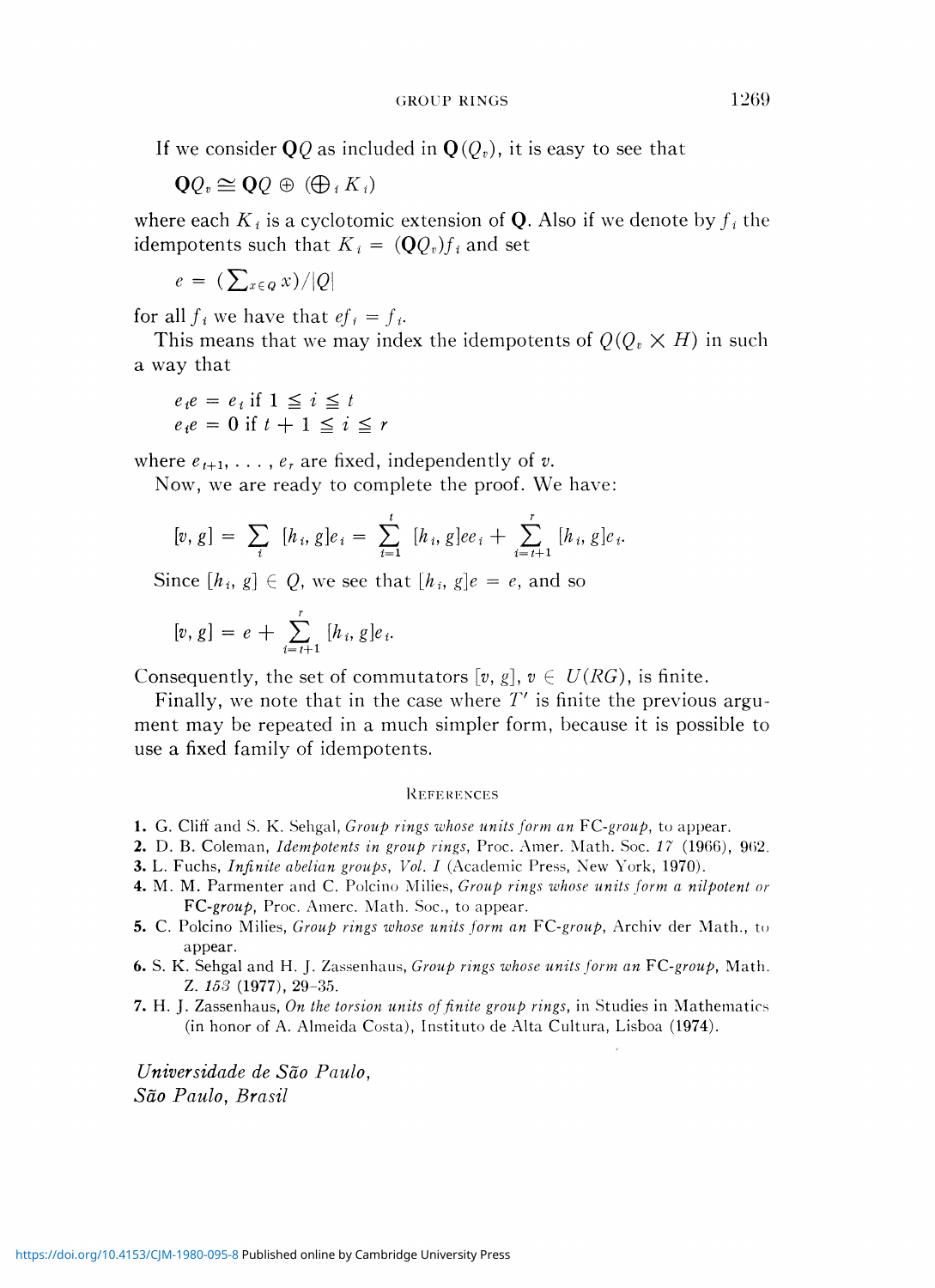If we consider $\mathbf{Q}Q$ as included in $\mathbf{Q}(Q_v)$, it is easy to see that

$$\mathbf{Q}Q_v \cong \mathbf{Q}Q \oplus (\bigoplus_i K_i)$$

where each $K_i$ is a cyclotomic extension of $\mathbf{Q}$. Also if we denote by $f_i$ the idempotents such that $K_i = (\mathbf{Q}Q_v)f_i$ and set

$$e = (\textstyle\sum_{x \in Q} x)/|Q|$$

for all $f_i$ we have that $ef_i = f_i$.

This means that we may index the idempotents of $Q(Q_v \times H)$ in such a way that

$$e_i e = e_i \text{ if } 1 \leqq i \leqq t$$
$$e_i e = 0 \text{ if } t + 1 \leqq i \leqq r$$

where $e_{t+1}, \ldots, e_r$ are fixed, independently of $v$.

Now, we are ready to complete the proof. We have:

$$[v, g] = \sum_i [h_i, g]e_i = \sum_{i=1}^{t} [h_i, g]ee_i + \sum_{i=t+1}^{r} [h_i, g]e_i.$$

Since $[h_i, g] \in Q$, we see that $[h_i, g]e = e$, and so

$$[v, g] = e + \sum_{i=t+1}^{r} [h_i, g]e_i.$$

Consequently, the set of commutators $[v, g]$, $v \in U(RG)$, is finite.

Finally, we note that in the case where $T'$ is finite the previous argument may be repeated in a much simpler form, because it is possible to use a fixed family of idempotents.

## References

1. G. Cliff and S. K. Sehgal, *Group rings whose units form an* FC-*group*, to appear.
2. D. B. Coleman, *Idempotents in group rings*, Proc. Amer. Math. Soc. *17* (1966), 962.
3. L. Fuchs, *Infinite abelian groups, Vol. I* (Academic Press, New York, 1970).
4. M. M. Parmenter and C. Polcino Milies, *Group rings whose units form a nilpotent or* FC-*group*, Proc. Amerc. Math. Soc., to appear.
5. C. Polcino Milies, *Group rings whose units form an* FC-*group*, Archiv der Math., to appear.
6. S. K. Sehgal and H. J. Zassenhaus, *Group rings whose units form an* FC-*group*, Math. Z. *153* (1977), 29–35.
7. H. J. Zassenhaus, *On the torsion units of finite group rings*, in Studies in Mathematics (in honor of A. Almeida Costa), Instituto de Alta Cultura, Lisboa (1974).

*Universidade de São Paulo,*
*São Paulo, Brasil*